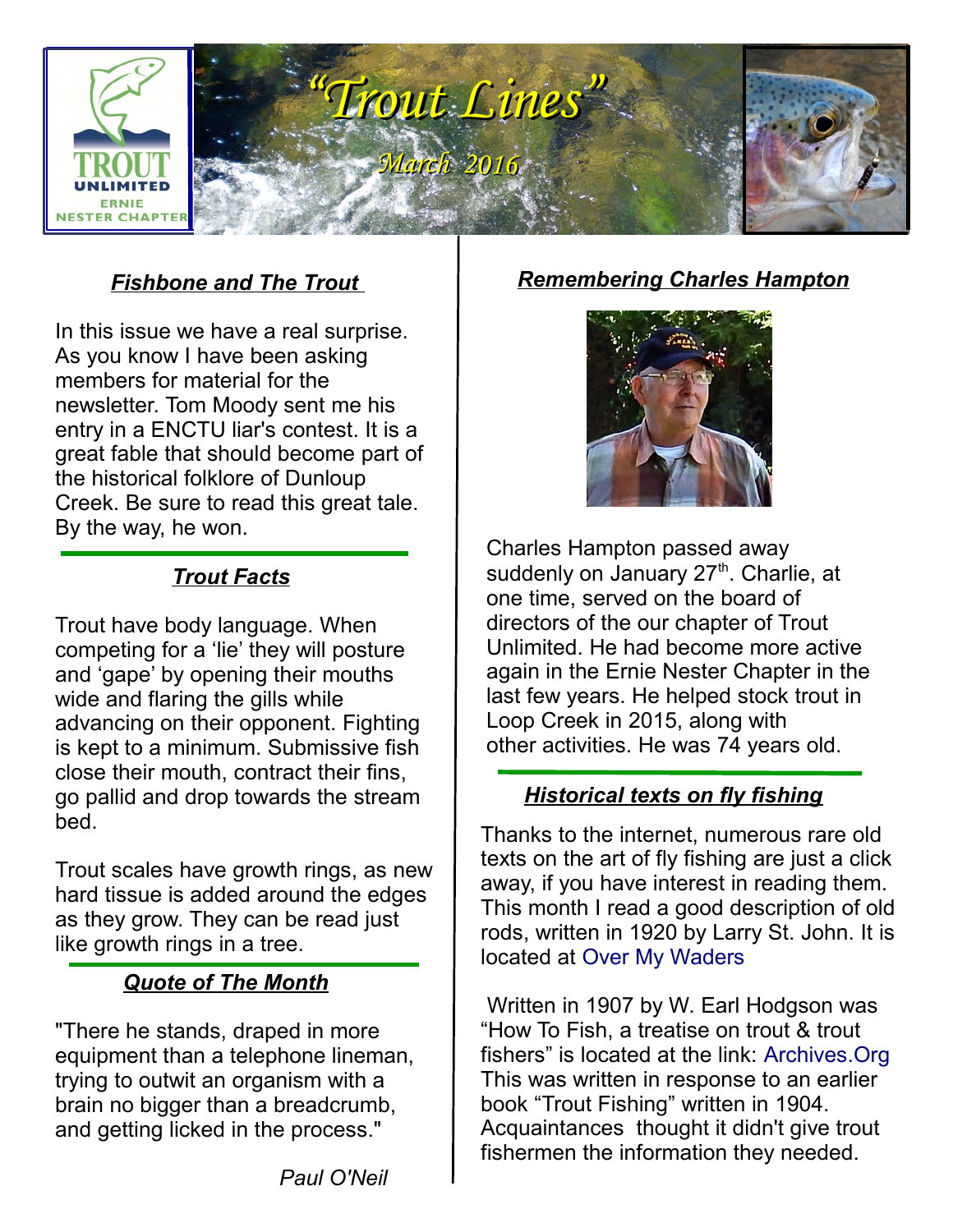# "Trout Lines"

*March 2016*

TROUT UNLIMITED ERNIE NESTER CHAPTER

## Fishbone and The Trout

In this issue we have a real surprise. As you know I have been asking members for material for the newsletter. Tom Moody sent me his entry in a ENCTU liar's contest. It is a great fable that should become part of the historical folklore of Dunloup Creek. Be sure to read this great tale. By the way, he won.

## Trout Facts

Trout have body language. When competing for a 'lie' they will posture and 'gape' by opening their mouths wide and flaring the gills while advancing on their opponent. Fighting is kept to a minimum. Submissive fish close their mouth, contract their fins, go pallid and drop towards the stream bed.

Trout scales have growth rings, as new hard tissue is added around the edges as they grow. They can be read just like growth rings in a tree.

## Quote of The Month

"There he stands, draped in more equipment than a telephone lineman, trying to outwit an organism with a brain no bigger than a breadcrumb, and getting licked in the process."

*Paul O'Neil*

## Remembering Charles Hampton

Charles Hampton passed away suddenly on January 27th. Charlie, at one time, served on the board of directors of the our chapter of Trout Unlimited. He had become more active again in the Ernie Nester Chapter in the last few years. He helped stock trout in Loop Creek in 2015, along with other activities. He was 74 years old.

## Historical texts on fly fishing

Thanks to the internet, numerous rare old texts on the art of fly fishing are just a click away, if you have interest in reading them. This month I read a good description of old rods, written in 1920 by Larry St. John. It is located at Over My Waders

Written in 1907 by W. Earl Hodgson was "How To Fish, a treatise on trout & trout fishers" is located at the link: Archives.Org This was written in response to an earlier book "Trout Fishing" written in 1904. Acquaintances thought it didn't give trout fishermen the information they needed.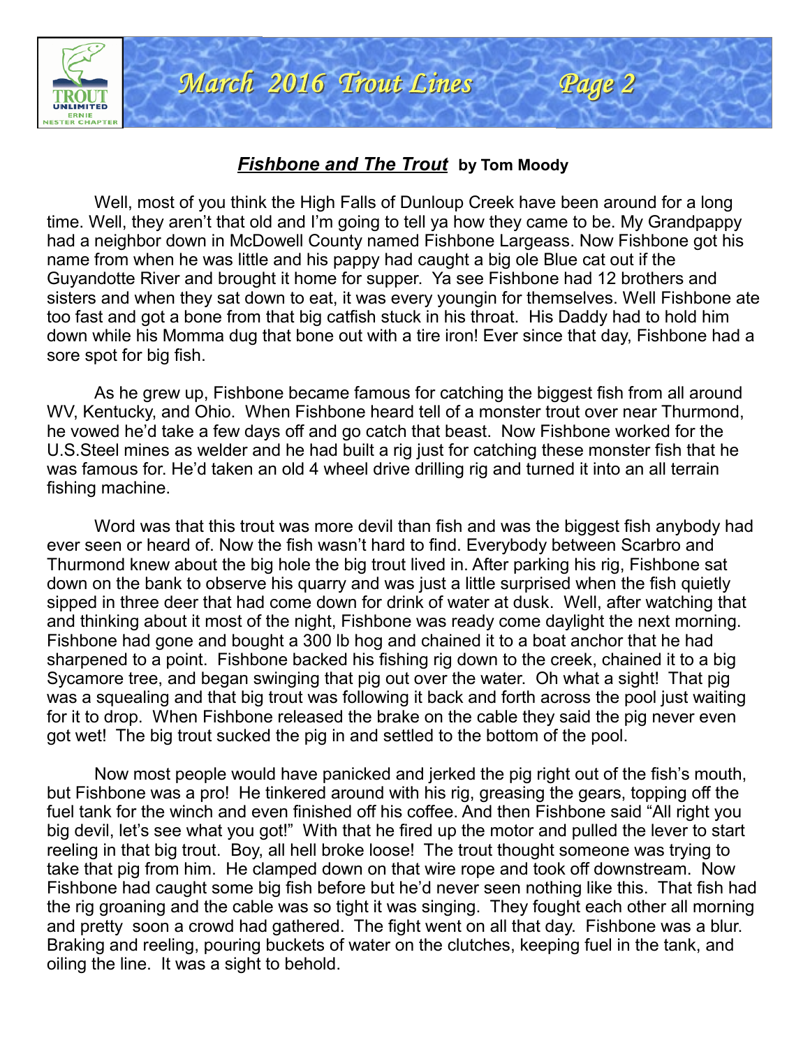## ***Fishbone and The Trout*** **by Tom Moody**

Well, most of you think the High Falls of Dunloup Creek have been around for a long time. Well, they aren't that old and I'm going to tell ya how they came to be. My Grandpappy had a neighbor down in McDowell County named Fishbone Largeass. Now Fishbone got his name from when he was little and his pappy had caught a big ole Blue cat out if the Guyandotte River and brought it home for supper. Ya see Fishbone had 12 brothers and sisters and when they sat down to eat, it was every youngin for themselves. Well Fishbone ate too fast and got a bone from that big catfish stuck in his throat. His Daddy had to hold him down while his Momma dug that bone out with a tire iron! Ever since that day, Fishbone had a sore spot for big fish.

As he grew up, Fishbone became famous for catching the biggest fish from all around WV, Kentucky, and Ohio. When Fishbone heard tell of a monster trout over near Thurmond, he vowed he'd take a few days off and go catch that beast. Now Fishbone worked for the U.S.Steel mines as welder and he had built a rig just for catching these monster fish that he was famous for. He'd taken an old 4 wheel drive drilling rig and turned it into an all terrain fishing machine.

Word was that this trout was more devil than fish and was the biggest fish anybody had ever seen or heard of. Now the fish wasn't hard to find. Everybody between Scarbro and Thurmond knew about the big hole the big trout lived in. After parking his rig, Fishbone sat down on the bank to observe his quarry and was just a little surprised when the fish quietly sipped in three deer that had come down for drink of water at dusk. Well, after watching that and thinking about it most of the night, Fishbone was ready come daylight the next morning. Fishbone had gone and bought a 300 lb hog and chained it to a boat anchor that he had sharpened to a point. Fishbone backed his fishing rig down to the creek, chained it to a big Sycamore tree, and began swinging that pig out over the water. Oh what a sight! That pig was a squealing and that big trout was following it back and forth across the pool just waiting for it to drop. When Fishbone released the brake on the cable they said the pig never even got wet! The big trout sucked the pig in and settled to the bottom of the pool.

Now most people would have panicked and jerked the pig right out of the fish's mouth, but Fishbone was a pro! He tinkered around with his rig, greasing the gears, topping off the fuel tank for the winch and even finished off his coffee. And then Fishbone said "All right you big devil, let's see what you got!" With that he fired up the motor and pulled the lever to start reeling in that big trout. Boy, all hell broke loose! The trout thought someone was trying to take that pig from him. He clamped down on that wire rope and took off downstream. Now Fishbone had caught some big fish before but he'd never seen nothing like this. That fish had the rig groaning and the cable was so tight it was singing. They fought each other all morning and pretty soon a crowd had gathered. The fight went on all that day. Fishbone was a blur. Braking and reeling, pouring buckets of water on the clutches, keeping fuel in the tank, and oiling the line. It was a sight to behold.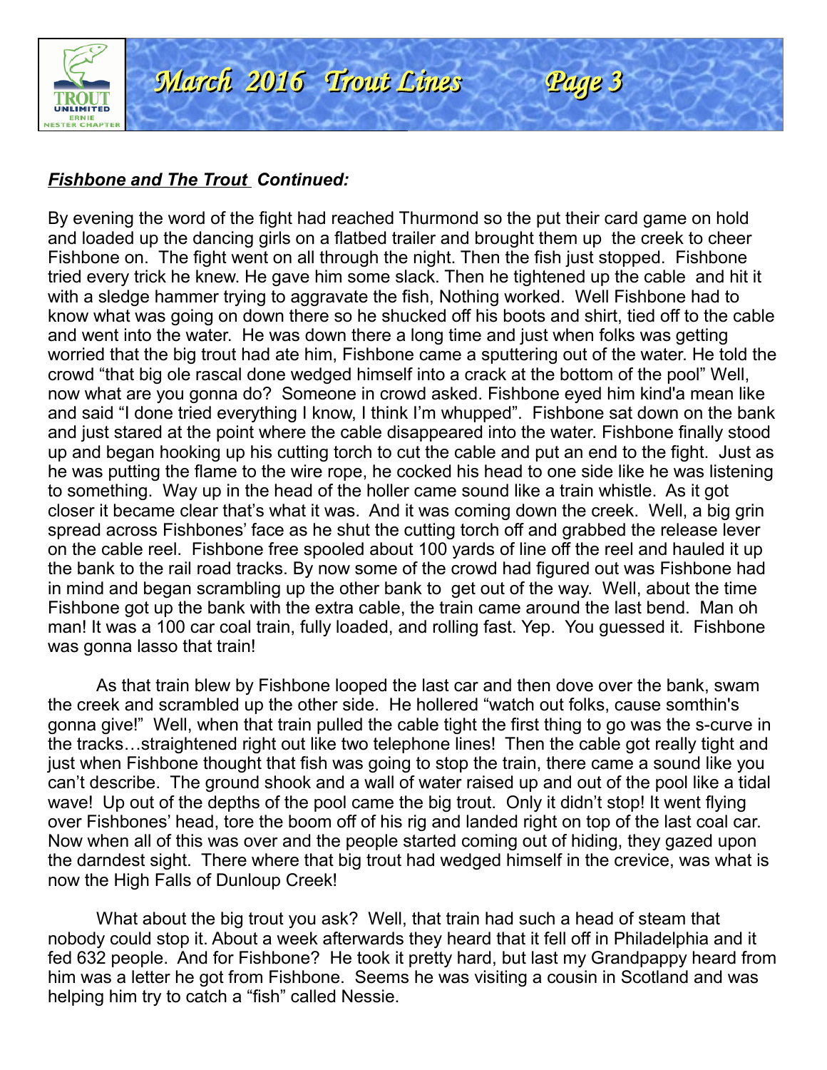***Fishbone and The Trout* Continued:**

By evening the word of the fight had reached Thurmond so the put their card game on hold and loaded up the dancing girls on a flatbed trailer and brought them up the creek to cheer Fishbone on. The fight went on all through the night. Then the fish just stopped. Fishbone tried every trick he knew. He gave him some slack. Then he tightened up the cable and hit it with a sledge hammer trying to aggravate the fish, Nothing worked. Well Fishbone had to know what was going on down there so he shucked off his boots and shirt, tied off to the cable and went into the water. He was down there a long time and just when folks was getting worried that the big trout had ate him, Fishbone came a sputtering out of the water. He told the crowd "that big ole rascal done wedged himself into a crack at the bottom of the pool" Well, now what are you gonna do? Someone in crowd asked. Fishbone eyed him kind'a mean like and said "I done tried everything I know, I think I'm whupped". Fishbone sat down on the bank and just stared at the point where the cable disappeared into the water. Fishbone finally stood up and began hooking up his cutting torch to cut the cable and put an end to the fight. Just as he was putting the flame to the wire rope, he cocked his head to one side like he was listening to something. Way up in the head of the holler came sound like a train whistle. As it got closer it became clear that's what it was. And it was coming down the creek. Well, a big grin spread across Fishbones' face as he shut the cutting torch off and grabbed the release lever on the cable reel. Fishbone free spooled about 100 yards of line off the reel and hauled it up the bank to the rail road tracks. By now some of the crowd had figured out was Fishbone had in mind and began scrambling up the other bank to get out of the way. Well, about the time Fishbone got up the bank with the extra cable, the train came around the last bend. Man oh man! It was a 100 car coal train, fully loaded, and rolling fast. Yep. You guessed it. Fishbone was gonna lasso that train!

As that train blew by Fishbone looped the last car and then dove over the bank, swam the creek and scrambled up the other side. He hollered "watch out folks, cause somthin's gonna give!" Well, when that train pulled the cable tight the first thing to go was the s-curve in the tracks…straightened right out like two telephone lines! Then the cable got really tight and just when Fishbone thought that fish was going to stop the train, there came a sound like you can't describe. The ground shook and a wall of water raised up and out of the pool like a tidal wave! Up out of the depths of the pool came the big trout. Only it didn't stop! It went flying over Fishbones' head, tore the boom off of his rig and landed right on top of the last coal car. Now when all of this was over and the people started coming out of hiding, they gazed upon the darndest sight. There where that big trout had wedged himself in the crevice, was what is now the High Falls of Dunloup Creek!

What about the big trout you ask? Well, that train had such a head of steam that nobody could stop it. About a week afterwards they heard that it fell off in Philadelphia and it fed 632 people. And for Fishbone? He took it pretty hard, but last my Grandpappy heard from him was a letter he got from Fishbone. Seems he was visiting a cousin in Scotland and was helping him try to catch a "fish" called Nessie.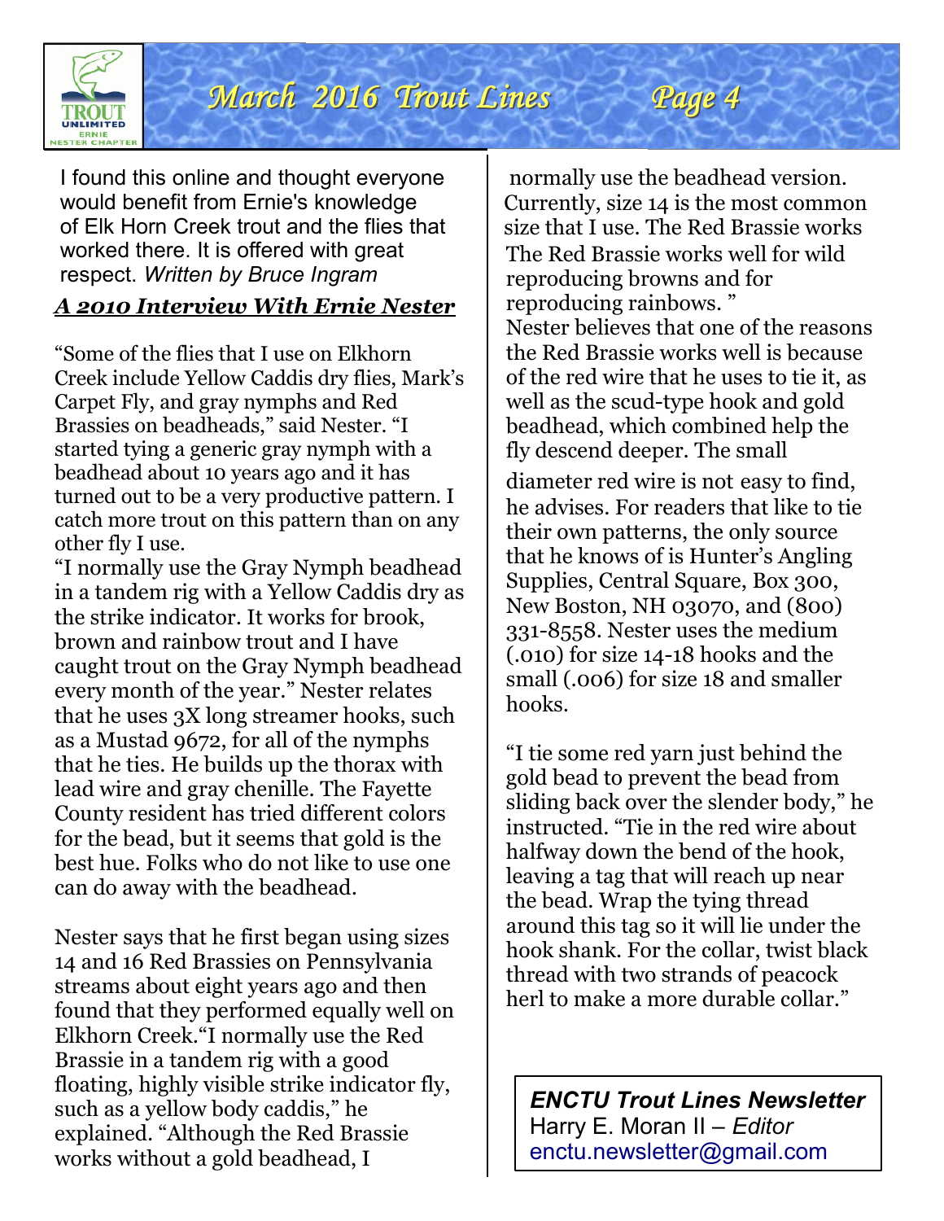I found this online and thought everyone would benefit from Ernie's knowledge of Elk Horn Creek trout and the flies that worked there. It is offered with great respect. *Written by Bruce Ingram*

## ***A 2010 Interview With Ernie Nester***

"Some of the flies that I use on Elkhorn Creek include Yellow Caddis dry flies, Mark's Carpet Fly, and gray nymphs and Red Brassies on beadheads," said Nester. "I started tying a generic gray nymph with a beadhead about 10 years ago and it has turned out to be a very productive pattern. I catch more trout on this pattern than on any other fly I use.

"I normally use the Gray Nymph beadhead in a tandem rig with a Yellow Caddis dry as the strike indicator. It works for brook, brown and rainbow trout and I have caught trout on the Gray Nymph beadhead every month of the year." Nester relates that he uses 3X long streamer hooks, such as a Mustad 9672, for all of the nymphs that he ties. He builds up the thorax with lead wire and gray chenille. The Fayette County resident has tried different colors for the bead, but it seems that gold is the best hue. Folks who do not like to use one can do away with the beadhead.

Nester says that he first began using sizes 14 and 16 Red Brassies on Pennsylvania streams about eight years ago and then found that they performed equally well on Elkhorn Creek."I normally use the Red Brassie in a tandem rig with a good floating, highly visible strike indicator fly, such as a yellow body caddis," he explained. "Although the Red Brassie works without a gold beadhead, I normally use the beadhead version. Currently, size 14 is the most common size that I use. The Red Brassie works The Red Brassie works well for wild reproducing browns and for reproducing rainbows. "

Nester believes that one of the reasons the Red Brassie works well is because of the red wire that he uses to tie it, as well as the scud-type hook and gold beadhead, which combined help the fly descend deeper. The small diameter red wire is not easy to find, he advises. For readers that like to tie their own patterns, the only source that he knows of is Hunter's Angling Supplies, Central Square, Box 300, New Boston, NH 03070, and (800) 331-8558. Nester uses the medium (.010) for size 14-18 hooks and the small (.006) for size 18 and smaller hooks.

"I tie some red yarn just behind the gold bead to prevent the bead from sliding back over the slender body," he instructed. "Tie in the red wire about halfway down the bend of the hook, leaving a tag that will reach up near the bead. Wrap the tying thread around this tag so it will lie under the hook shank. For the collar, twist black thread with two strands of peacock herl to make a more durable collar."

***ENCTU Trout Lines Newsletter***
Harry E. Moran II – *Editor*
enctu.newsletter@gmail.com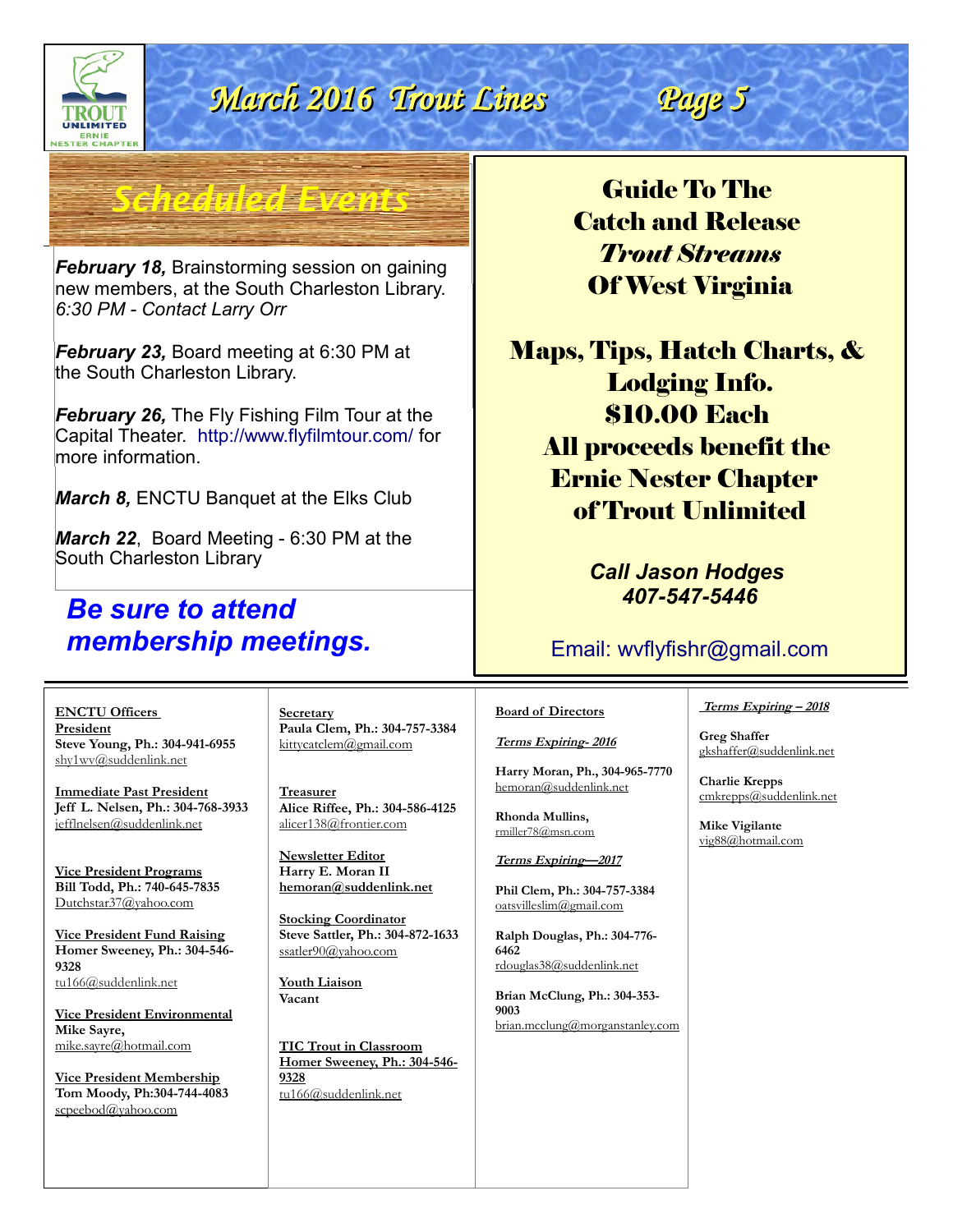## Scheduled Events

***February 18,*** Brainstorming session on gaining new members, at the South Charleston Library. *6:30 PM - Contact Larry Orr*

***February 23,*** Board meeting at 6:30 PM at the South Charleston Library.

***February 26,*** The Fly Fishing Film Tour at the Capital Theater. http://www.flyfilmtour.com/ for more information.

***March 8,*** ENCTU Banquet at the Elks Club

***March 22***, Board Meeting - 6:30 PM at the South Charleston Library

***Be sure to attend membership meetings.***

## Guide To The Catch and Release *Trout Streams* Of West Virginia

**Maps, Tips, Hatch Charts, & Lodging Info.**
**$10.00 Each**
**All proceeds benefit the Ernie Nester Chapter of Trout Unlimited**

***Call Jason Hodges***
***407-547-5446***

Email: wvflyfishr@gmail.com

---

**ENCTU Officers**

**President**
**Steve Young, Ph.: 304-941-6955**
shy1wv@suddenlink.net

**Immediate Past President**
**Jeff L. Nelsen, Ph.: 304-768-3933**
jefflnelsen@suddenlink.net

**Vice President Programs**
**Bill Todd, Ph.: 740-645-7835**
Dutchstar37@yahoo.com

**Vice President Fund Raising**
**Homer Sweeney, Ph.: 304-546-9328**
tu166@suddenlink.net

**Vice President Environmental**
**Mike Sayre,**
mike.sayre@hotmail.com

**Vice President Membership**
**Tom Moody, Ph:304-744-4083**
scpeebod@yahoo.com

**Secretary**
**Paula Clem, Ph.: 304-757-3384**
kittycatclem@gmail.com

**Treasurer**
**Alice Riffee, Ph.: 304-586-4125**
alicer138@frontier.com

**Newsletter Editor**
**Harry E. Moran II**
**hemoran@suddenlink.net**

**Stocking Coordinator**
**Steve Sattler, Ph.: 304-872-1633**
ssatler90@yahoo.com

**Youth Liaison**
**Vacant**

**TIC Trout in Classroom**
**Homer Sweeney, Ph.: 304-546-9328**
tu166@suddenlink.net

**Board of Directors**

***Terms Expiring- 2016***

**Harry Moran, Ph., 304-965-7770**
hemoran@suddenlink.net

**Rhonda Mullins,**
rmiller78@msn.com

***Terms Expiring—2017***

**Phil Clem, Ph.: 304-757-3384**
oatsvilleslim@gmail.com

**Ralph Douglas, Ph.: 304-776-6462**
rdouglas38@suddenlink.net

**Brian McClung, Ph.: 304-353-9003**
brian.mcclung@morganstanley.com

***Terms Expiring – 2018***

**Greg Shaffer**
gkshaffer@suddenlink.net

**Charlie Krepps**
cmkrepps@suddenlink.net

**Mike Vigilante**
vig88@hotmail.com